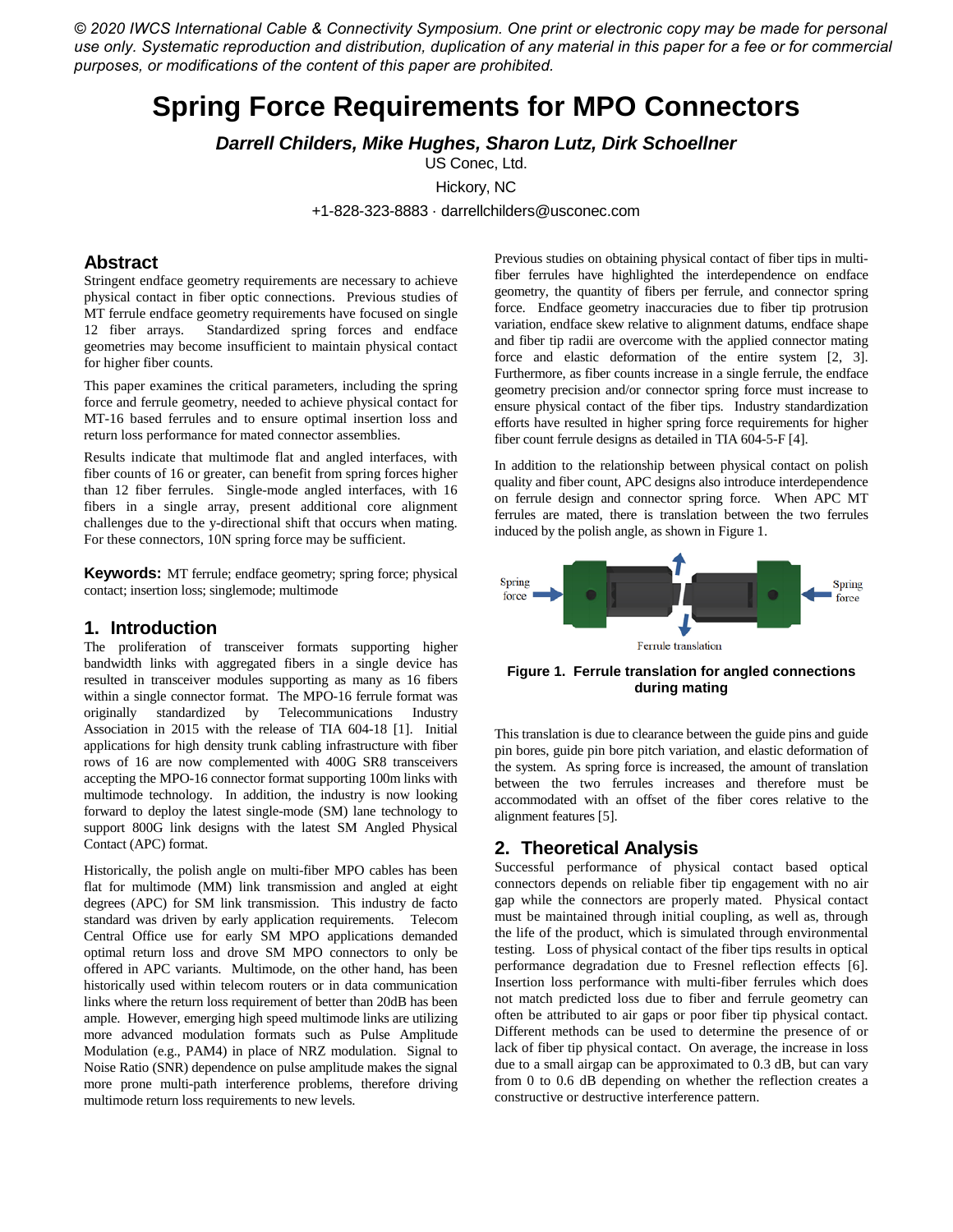*© 2020 IWCS International Cable & Connectivity Symposium. One print or electronic copy may be made for personal use only. Systematic reproduction and distribution, duplication of any material in this paper for a fee or for commercial purposes, or modifications of the content of this paper are prohibited.*

# Spring Force Requirements for MPO Connectors

***Darrell Childers, Mike Hughes, Sharon Lutz, Dirk Schoellner***

US Conec, Ltd.

Hickory, NC

+1-828-323-8883 · darrellchilders@usconec.com

## Abstract

Stringent endface geometry requirements are necessary to achieve physical contact in fiber optic connections. Previous studies of MT ferrule endface geometry requirements have focused on single 12 fiber arrays. Standardized spring forces and endface geometries may become insufficient to maintain physical contact for higher fiber counts.

This paper examines the critical parameters, including the spring force and ferrule geometry, needed to achieve physical contact for MT-16 based ferrules and to ensure optimal insertion loss and return loss performance for mated connector assemblies.

Results indicate that multimode flat and angled interfaces, with fiber counts of 16 or greater, can benefit from spring forces higher than 12 fiber ferrules. Single-mode angled interfaces, with 16 fibers in a single array, present additional core alignment challenges due to the y-directional shift that occurs when mating. For these connectors, 10N spring force may be sufficient.

**Keywords:** MT ferrule; endface geometry; spring force; physical contact; insertion loss; singlemode; multimode

## 1. Introduction

The proliferation of transceiver formats supporting higher bandwidth links with aggregated fibers in a single device has resulted in transceiver modules supporting as many as 16 fibers within a single connector format. The MPO-16 ferrule format was originally standardized by Telecommunications Industry Association in 2015 with the release of TIA 604-18 [1]. Initial applications for high density trunk cabling infrastructure with fiber rows of 16 are now complemented with 400G SR8 transceivers accepting the MPO-16 connector format supporting 100m links with multimode technology. In addition, the industry is now looking forward to deploy the latest single-mode (SM) lane technology to support 800G link designs with the latest SM Angled Physical Contact (APC) format.

Historically, the polish angle on multi-fiber MPO cables has been flat for multimode (MM) link transmission and angled at eight degrees (APC) for SM link transmission. This industry de facto standard was driven by early application requirements. Telecom Central Office use for early SM MPO applications demanded optimal return loss and drove SM MPO connectors to only be offered in APC variants. Multimode, on the other hand, has been historically used within telecom routers or in data communication links where the return loss requirement of better than 20dB has been ample. However, emerging high speed multimode links are utilizing more advanced modulation formats such as Pulse Amplitude Modulation (e.g., PAM4) in place of NRZ modulation. Signal to Noise Ratio (SNR) dependence on pulse amplitude makes the signal more prone multi-path interference problems, therefore driving multimode return loss requirements to new levels.

Previous studies on obtaining physical contact of fiber tips in multi-fiber ferrules have highlighted the interdependence on endface geometry, the quantity of fibers per ferrule, and connector spring force. Endface geometry inaccuracies due to fiber tip protrusion variation, endface skew relative to alignment datums, endface shape and fiber tip radii are overcome with the applied connector mating force and elastic deformation of the entire system [2, 3]. Furthermore, as fiber counts increase in a single ferrule, the endface geometry precision and/or connector spring force must increase to ensure physical contact of the fiber tips. Industry standardization efforts have resulted in higher spring force requirements for higher fiber count ferrule designs as detailed in TIA 604-5-F [4].

In addition to the relationship between physical contact on polish quality and fiber count, APC designs also introduce interdependence on ferrule design and connector spring force. When APC MT ferrules are mated, there is translation between the two ferrules induced by the polish angle, as shown in Figure 1.

**Figure 1. Ferrule translation for angled connections during mating**

This translation is due to clearance between the guide pins and guide pin bores, guide pin bore pitch variation, and elastic deformation of the system. As spring force is increased, the amount of translation between the two ferrules increases and therefore must be accommodated with an offset of the fiber cores relative to the alignment features [5].

## 2. Theoretical Analysis

Successful performance of physical contact based optical connectors depends on reliable fiber tip engagement with no air gap while the connectors are properly mated. Physical contact must be maintained through initial coupling, as well as, through the life of the product, which is simulated through environmental testing. Loss of physical contact of the fiber tips results in optical performance degradation due to Fresnel reflection effects [6]. Insertion loss performance with multi-fiber ferrules which does not match predicted loss due to fiber and ferrule geometry can often be attributed to air gaps or poor fiber tip physical contact. Different methods can be used to determine the presence of or lack of fiber tip physical contact. On average, the increase in loss due to a small airgap can be approximated to 0.3 dB, but can vary from 0 to 0.6 dB depending on whether the reflection creates a constructive or destructive interference pattern.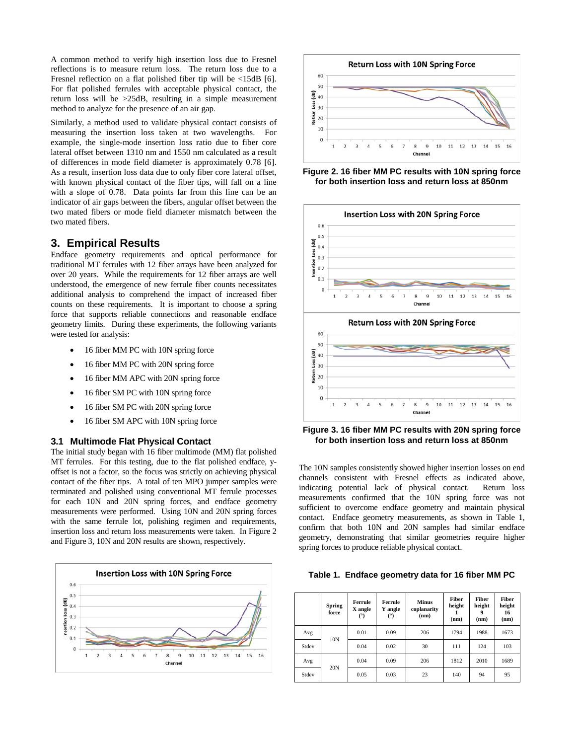A common method to verify high insertion loss due to Fresnel reflections is to measure return loss. The return loss due to a Fresnel reflection on a flat polished fiber tip will be <15dB [6]. For flat polished ferrules with acceptable physical contact, the return loss will be >25dB, resulting in a simple measurement method to analyze for the presence of an air gap.

Similarly, a method used to validate physical contact consists of measuring the insertion loss taken at two wavelengths. For example, the single-mode insertion loss ratio due to fiber core lateral offset between 1310 nm and 1550 nm calculated as a result of differences in mode field diameter is approximately 0.78 [6]. As a result, insertion loss data due to only fiber core lateral offset, with known physical contact of the fiber tips, will fall on a line with a slope of 0.78. Data points far from this line can be an indicator of air gaps between the fibers, angular offset between the two mated fibers or mode field diameter mismatch between the two mated fibers.

## 3. Empirical Results

Endface geometry requirements and optical performance for traditional MT ferrules with 12 fiber arrays have been analyzed for over 20 years. While the requirements for 12 fiber arrays are well understood, the emergence of new ferrule fiber counts necessitates additional analysis to comprehend the impact of increased fiber counts on these requirements. It is important to choose a spring force that supports reliable connections and reasonable endface geometry limits. During these experiments, the following variants were tested for analysis:

- 16 fiber MM PC with 10N spring force
- 16 fiber MM PC with 20N spring force
- 16 fiber MM APC with 20N spring force
- 16 fiber SM PC with 10N spring force
- 16 fiber SM PC with 20N spring force
- 16 fiber SM APC with 10N spring force

### 3.1 Multimode Flat Physical Contact

The initial study began with 16 fiber multimode (MM) flat polished MT ferrules. For this testing, due to the flat polished endface, y-offset is not a factor, so the focus was strictly on achieving physical contact of the fiber tips. A total of ten MPO jumper samples were terminated and polished using conventional MT ferrule processes for each 10N and 20N spring forces, and endface geometry measurements were performed. Using 10N and 20N spring forces with the same ferrule lot, polishing regimen and requirements, insertion loss and return loss measurements were taken. In Figure 2 and Figure 3, 10N and 20N results are shown, respectively.

**Figure 2. 16 fiber MM PC results with 10N spring force for both insertion loss and return loss at 850nm**

**Figure 3. 16 fiber MM PC results with 20N spring force for both insertion loss and return loss at 850nm**

The 10N samples consistently showed higher insertion losses on end channels consistent with Fresnel effects as indicated above, indicating potential lack of physical contact. Return loss measurements confirmed that the 10N spring force was not sufficient to overcome endface geometry and maintain physical contact. Endface geometry measurements, as shown in Table 1, confirm that both 10N and 20N samples had similar endface geometry, demonstrating that similar geometries require higher spring forces to produce reliable physical contact.

**Table 1. Endface geometry data for 16 fiber MM PC**

| | Spring force | Ferrule X angle (°) | Ferrule Y angle (°) | Minus coplanarity (nm) | Fiber height 1 (nm) | Fiber height 9 (nm) | Fiber height 16 (nm) |
|---|---|---|---|---|---|---|---|
| Avg | 10N | 0.01 | 0.09 | 206 | 1794 | 1988 | 1673 |
| Stdev | | 0.04 | 0.02 | 30 | 111 | 124 | 103 |
| Avg | 20N | 0.04 | 0.09 | 206 | 1812 | 2010 | 1689 |
| Stdev | | 0.05 | 0.03 | 23 | 140 | 94 | 95 |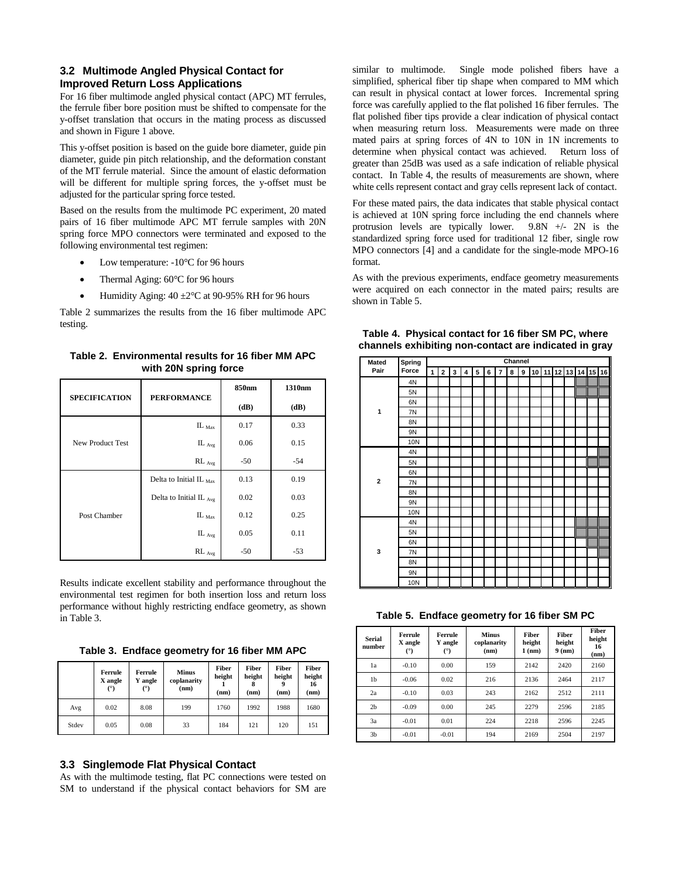### 3.2 Multimode Angled Physical Contact for Improved Return Loss Applications

For 16 fiber multimode angled physical contact (APC) MT ferrules, the ferrule fiber bore position must be shifted to compensate for the y-offset translation that occurs in the mating process as discussed and shown in Figure 1 above.

This y-offset position is based on the guide bore diameter, guide pin diameter, guide pin pitch relationship, and the deformation constant of the MT ferrule material. Since the amount of elastic deformation will be different for multiple spring forces, the y-offset must be adjusted for the particular spring force tested.

Based on the results from the multimode PC experiment, 20 mated pairs of 16 fiber multimode APC MT ferrule samples with 20N spring force MPO connectors were terminated and exposed to the following environmental test regimen:

- Low temperature: -10°C for 96 hours
- Thermal Aging: 60°C for 96 hours
- Humidity Aging: 40 ±2°C at 90-95% RH for 96 hours

Table 2 summarizes the results from the 16 fiber multimode APC testing.

**Table 2. Environmental results for 16 fiber MM APC with 20N spring force**

| SPECIFICATION | PERFORMANCE | 850nm (dB) | 1310nm (dB) |
|---|---|---|---|
| New Product Test | $IL_{Max}$ | 0.17 | 0.33 |
| | $IL_{Avg}$ | 0.06 | 0.15 |
| | $RL_{Avg}$ | -50 | -54 |
| Post Chamber | Delta to Initial $IL_{Max}$ | 0.13 | 0.19 |
| | Delta to Initial $IL_{Avg}$ | 0.02 | 0.03 |
| | $IL_{Max}$ | 0.12 | 0.25 |
| | $IL_{Avg}$ | 0.05 | 0.11 |
| | $RL_{Avg}$ | -50 | -53 |

Results indicate excellent stability and performance throughout the environmental test regimen for both insertion loss and return loss performance without highly restricting endface geometry, as shown in Table 3.

**Table 3. Endface geometry for 16 fiber MM APC**

| | Ferrule X angle (°) | Ferrule Y angle (°) | Minus coplanarity (nm) | Fiber height 1 (nm) | Fiber height 8 (nm) | Fiber height 9 (nm) | Fiber height 16 (nm) |
|---|---|---|---|---|---|---|---|
| Avg | 0.02 | 8.08 | 199 | 1760 | 1992 | 1988 | 1680 |
| Stdev | 0.05 | 0.08 | 33 | 184 | 121 | 120 | 151 |

### 3.3 Singlemode Flat Physical Contact

As with the multimode testing, flat PC connections were tested on SM to understand if the physical contact behaviors for SM are similar to multimode. Single mode polished fibers have a simplified, spherical fiber tip shape when compared to MM which can result in physical contact at lower forces. Incremental spring force was carefully applied to the flat polished 16 fiber ferrules. The flat polished fiber tips provide a clear indication of physical contact when measuring return loss. Measurements were made on three mated pairs at spring forces of 4N to 10N in 1N increments to determine when physical contact was achieved. Return loss of greater than 25dB was used as a safe indication of reliable physical contact. In Table 4, the results of measurements are shown, where white cells represent contact and gray cells represent lack of contact.

For these mated pairs, the data indicates that stable physical contact is achieved at 10N spring force including the end channels where protrusion levels are typically lower. 9.8N +/- 2N is the standardized spring force used for traditional 12 fiber, single row MPO connectors [4] and a candidate for the single-mode MPO-16 format.

As with the previous experiments, endface geometry measurements were acquired on each connector in the mated pairs; results are shown in Table 5.

**Table 4. Physical contact for 16 fiber SM PC, where channels exhibiting non-contact are indicated in gray**

| Mated Pair | Spring Force | 1 | 2 | 3 | 4 | 5 | 6 | 7 | 8 | 9 | 10 | 11 | 12 | 13 | 14 | 15 | 16 |
|---|---|---|---|---|---|---|---|---|---|---|---|---|---|---|---|---|---|
| 1 | 4N | | | | | | | | | | | | | | ■ | ■ | ■ |
| | 5N | | | | | | | | | | | | | | ■ | ■ | ■ |
| | 6N | | | | | | | | | | | | | | | | |
| | 7N | | | | | | | | | | | | | | | | |
| | 8N | | | | | | | | | | | | | | | | |
| | 9N | | | | | | | | | | | | | | | | |
| | 10N | | | | | | | | | | | | | | | | |
| 2 | 4N | | | | | | | | | | | | | | | | ■ |
| | 5N | | | | | | | | | | | | | | | ■ | ■ |
| | 6N | | | | | | | | | | | | | | | | |
| | 7N | | | | | | | | | | | | | | | | |
| | 8N | | | | | | | | | | | | | | | | |
| | 9N | | | | | | | | | | | | | | | | |
| | 10N | | | | | | | | | | | | | | | | |
| 3 | 4N | | | | | | | | | | | | | | ■ | ■ | ■ |
| | 5N | | | | | | | | | | | | | | ■ | ■ | ■ |
| | 6N | | | | | | | | | | | | | | | ■ | ■ |
| | 7N | | | | | | | | | | | | | | | | ■ |
| | 8N | | | | | | | | | | | | | | | | |
| | 9N | | | | | | | | | | | | | | | | |
| | 10N | | | | | | | | | | | | | | | | |

**Table 5. Endface geometry for 16 fiber SM PC**

| Serial number | Ferrule X angle (°) | Ferrule Y angle (°) | Minus coplanarity (nm) | Fiber height 1 (nm) | Fiber height 9 (nm) | Fiber height 16 (nm) |
|---|---|---|---|---|---|---|
| 1a | -0.10 | 0.00 | 159 | 2142 | 2420 | 2160 |
| 1b | -0.06 | 0.02 | 216 | 2136 | 2464 | 2117 |
| 2a | -0.10 | 0.03 | 243 | 2162 | 2512 | 2111 |
| 2b | -0.09 | 0.00 | 245 | 2279 | 2596 | 2185 |
| 3a | -0.01 | 0.01 | 224 | 2218 | 2596 | 2245 |
| 3b | -0.01 | -0.01 | 194 | 2169 | 2504 | 2197 |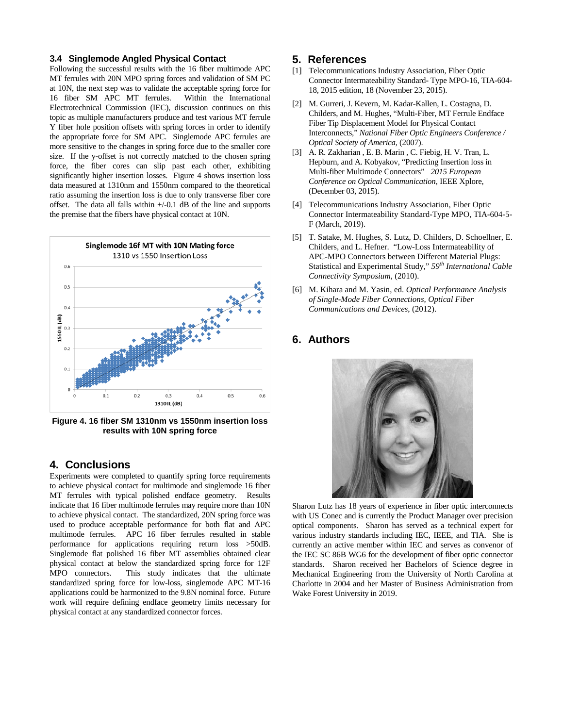### 3.4 Singlemode Angled Physical Contact

Following the successful results with the 16 fiber multimode APC MT ferrules with 20N MPO spring forces and validation of SM PC at 10N, the next step was to validate the acceptable spring force for 16 fiber SM APC MT ferrules. Within the International Electrotechnical Commission (IEC), discussion continues on this topic as multiple manufacturers produce and test various MT ferrule Y fiber hole position offsets with spring forces in order to identify the appropriate force for SM APC. Singlemode APC ferrules are more sensitive to the changes in spring force due to the smaller core size. If the y-offset is not correctly matched to the chosen spring force, the fiber cores can slip past each other, exhibiting significantly higher insertion losses. Figure 4 shows insertion loss data measured at 1310nm and 1550nm compared to the theoretical ratio assuming the insertion loss is due to only transverse fiber core offset. The data all falls within +/-0.1 dB of the line and supports the premise that the fibers have physical contact at 10N.

**Figure 4. 16 fiber SM 1310nm vs 1550nm insertion loss results with 10N spring force**

## 4. Conclusions

Experiments were completed to quantify spring force requirements to achieve physical contact for multimode and singlemode 16 fiber MT ferrules with typical polished endface geometry. Results indicate that 16 fiber multimode ferrules may require more than 10N to achieve physical contact. The standardized, 20N spring force was used to produce acceptable performance for both flat and APC multimode ferrules. APC 16 fiber ferrules resulted in stable performance for applications requiring return loss >50dB. Singlemode flat polished 16 fiber MT assemblies obtained clear physical contact at below the standardized spring force for 12F MPO connectors. This study indicates that the ultimate standardized spring force for low-loss, singlemode APC MT-16 applications could be harmonized to the 9.8N nominal force. Future work will require defining endface geometry limits necessary for physical contact at any standardized connector forces.

## 5. References

[1] Telecommunications Industry Association, Fiber Optic Connector Intermateability Standard- Type MPO-16, TIA-604-18, 2015 edition, 18 (November 23, 2015).

[2] M. Gurreri, J. Kevern, M. Kadar-Kallen, L. Costagna, D. Childers, and M. Hughes, "Multi-Fiber, MT Ferrule Endface Fiber Tip Displacement Model for Physical Contact Interconnects," *National Fiber Optic Engineers Conference / Optical Society of America*, (2007).

[3] A. R. Zakharian , E. B. Marin , C. Fiebig, H. V. Tran, L. Hepburn, and A. Kobyakov, "Predicting Insertion loss in Multi-fiber Multimode Connectors" *2015 European Conference on Optical Communication*, IEEE Xplore, (December 03, 2015).

[4] Telecommunications Industry Association, Fiber Optic Connector Intermateability Standard-Type MPO, TIA-604-5-F (March, 2019).

[5] T. Satake, M. Hughes, S. Lutz, D. Childers, D. Schoellner, E. Childers, and L. Hefner. "Low-Loss Intermateability of APC-MPO Connectors between Different Material Plugs: Statistical and Experimental Study," *59th International Cable Connectivity Symposium*, (2010).

[6] M. Kihara and M. Yasin, ed. *Optical Performance Analysis of Single-Mode Fiber Connections, Optical Fiber Communications and Devices*, (2012).

## 6. Authors

Sharon Lutz has 18 years of experience in fiber optic interconnects with US Conec and is currently the Product Manager over precision optical components. Sharon has served as a technical expert for various industry standards including IEC, IEEE, and TIA. She is currently an active member within IEC and serves as convenor of the IEC SC 86B WG6 for the development of fiber optic connector standards. Sharon received her Bachelors of Science degree in Mechanical Engineering from the University of North Carolina at Charlotte in 2004 and her Master of Business Administration from Wake Forest University in 2019.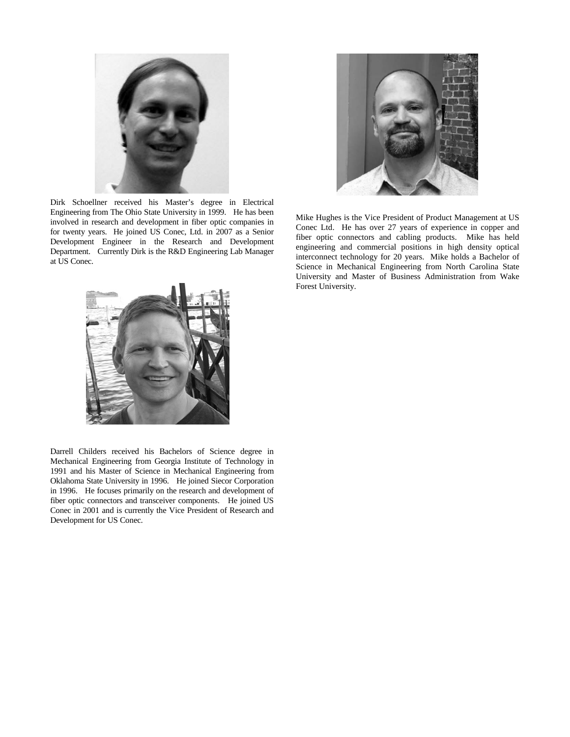Dirk Schoellner received his Master's degree in Electrical Engineering from The Ohio State University in 1999. He has been involved in research and development in fiber optic companies in for twenty years. He joined US Conec, Ltd. in 2007 as a Senior Development Engineer in the Research and Development Department. Currently Dirk is the R&D Engineering Lab Manager at US Conec.

Darrell Childers received his Bachelors of Science degree in Mechanical Engineering from Georgia Institute of Technology in 1991 and his Master of Science in Mechanical Engineering from Oklahoma State University in 1996. He joined Siecor Corporation in 1996. He focuses primarily on the research and development of fiber optic connectors and transceiver components. He joined US Conec in 2001 and is currently the Vice President of Research and Development for US Conec.

Mike Hughes is the Vice President of Product Management at US Conec Ltd. He has over 27 years of experience in copper and fiber optic connectors and cabling products. Mike has held engineering and commercial positions in high density optical interconnect technology for 20 years. Mike holds a Bachelor of Science in Mechanical Engineering from North Carolina State University and Master of Business Administration from Wake Forest University.